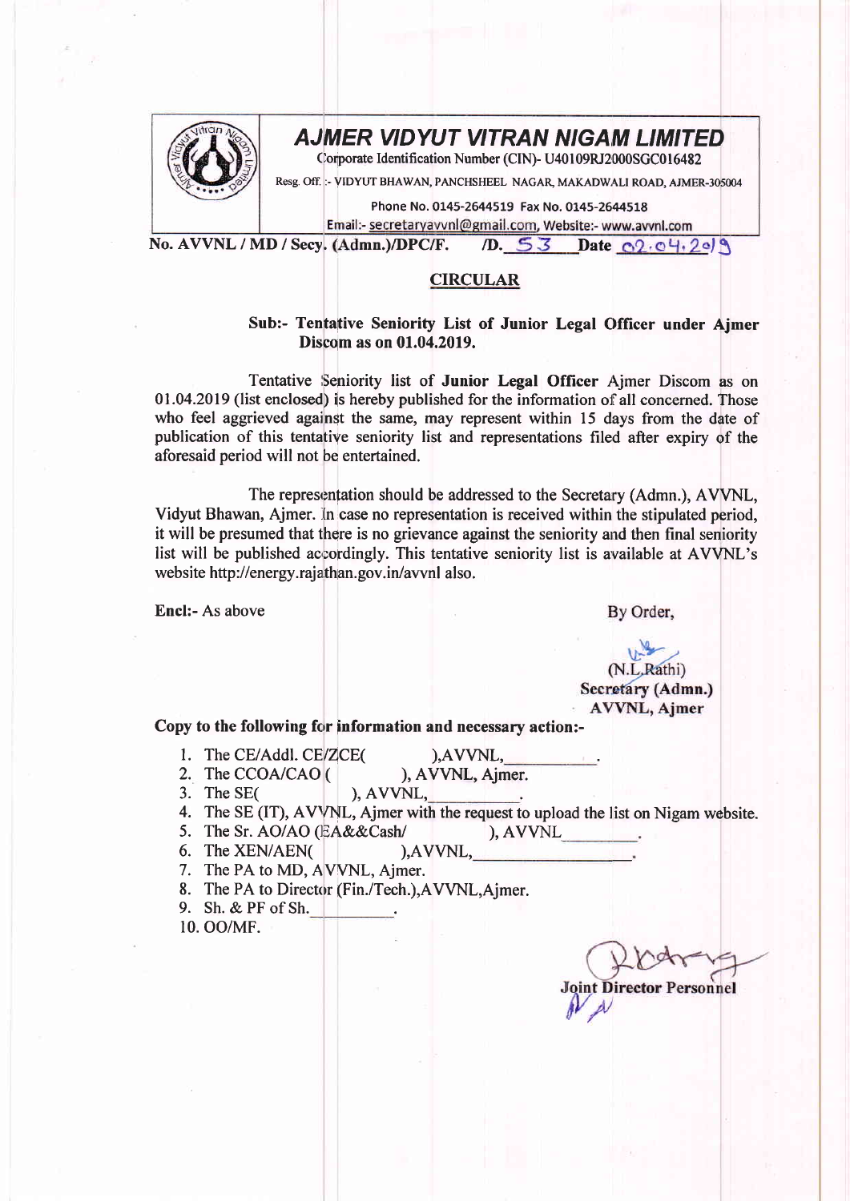# AJMER VIDYUT VITRAN NIGAM LIMITED

Corporate Identification Number (CIN)- U40109RJ2000SGC016482

Resg. Off. :- VIDYUT BHAWAN, PANCHSHEEL NAGAR, MAKADWALI ROAD, AJMER-305004

Phone No. 0145-2644519 Fax No. 0145-2644518

Email:- secretaryavvnl@gmail.com, Website:- www.avvnl.com

**No. AVVNL / MD / Secy. (Admn.)/DPC/F. /D. 53 Date 02.04.2019**

## CIRCULAR

**Sub:- Tentative Seniority List of Junior Legal Officer under Ajmer Discom as on 01.04.2019.**

Tentative Seniority list of **Junior Legal Officer** Ajmer Discom as on 01.04.2019 (list enclosed) is hereby published for the information of all concerned. Those who feel aggrieved against the same, may represent within 15 days from the date of publication of this tentative seniority list and representations filed after expiry of the aforesaid period will not be entertained.

The representation should be addressed to the Secretary (Admn.), AVVNL, Vidyut Bhawan, Ajmer. In case no representation is received within the stipulated period, it will be presumed that there is no grievance against the seniority and then final seniority list will be published accordingly. This tentative seniority list is available at AVVNL's website http://energy.rajathan.gov.in/avvnl also.

**Encl:-** As above

By Order,

(N.L.Rathi)
**Secretary (Admn.)**
**AVVNL, Ajmer**

**Copy to the following for information and necessary action:-**

1. The CE/Addl. CE/ZCE( ),AVVNL,\_\_\_\_\_\_\_\_\_\_.
2. The CCOA/CAO ( ), AVVNL, Ajmer.
3. The SE( ), AVVNL,\_\_\_\_\_\_\_\_\_\_.
4. The SE (IT), AVVNL, Ajmer with the request to upload the list on Nigam website.
5. The Sr. AO/AO (EA&&Cash/ ), AVVNL\_\_\_\_\_\_\_\_\_.
6. The XEN/AEN( ),AVVNL,\_\_\_\_\_\_\_\_\_\_\_\_\_\_\_\_\_.
7. The PA to MD, AVVNL, Ajmer.
8. The PA to Director (Fin./Tech.),AVVNL,Ajmer.
9. Sh. & PF of Sh.\_\_\_\_\_\_\_\_\_.
10. OO/MF.

**Joint Director Personnel**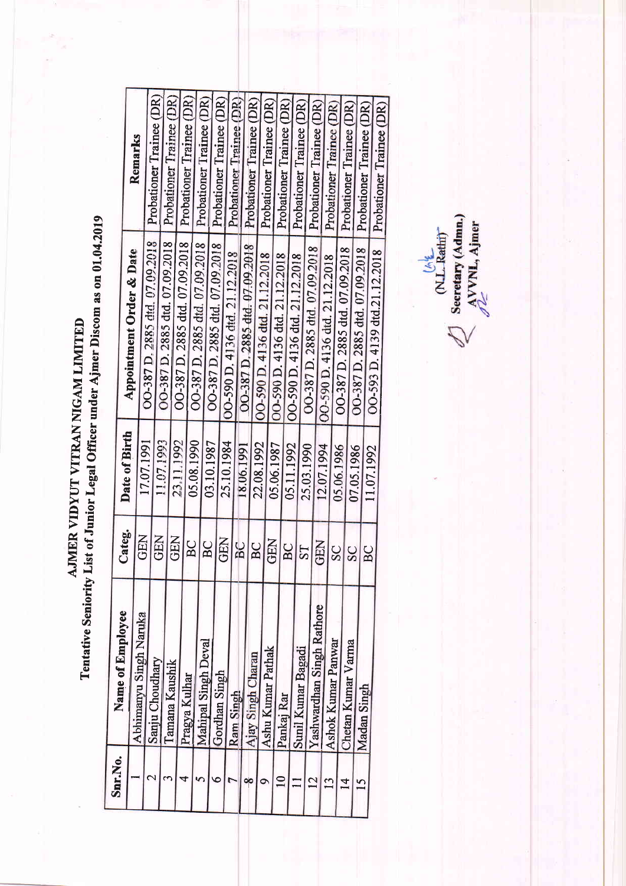# AJMER VIDYUT VITRAN NIGAM LIMITED

## Tentative Seniority List of Junior Legal Officer under Ajmer Discom as on 01.04.2019

| Snr.No. | Name of Employee | Categ. | Date of Birth | Appointment Order & Date | Remarks |
|---|---|---|---|---|---|
| 1 | Abhimanyu Singh Naruka | GEN | 17.07.1991 | OO-387 D. 2885 dtd. 07.09.2018 | Probationer Trainee (DR) |
| 2 | Sanju Choudhary | GEN | 11.07.1993 | OO-387 D. 2885 dtd. 07.09.2018 | Probationer Trainee (DR) |
| 3 | Tamana Kaushik | GEN | 23.11.1992 | OO-387 D. 2885 dtd. 07.09.2018 | Probationer Trainee (DR) |
| 4 | Pragya Kulhar | BC | 05.08.1990 | OO-387 D. 2885 dtd. 07.09.2018 | Probationer Trainee (DR) |
| 5 | Mahipal Singh Deval | BC | 03.10.1987 | OO-387 D. 2885 dtd. 07.09.2018 | Probationer Trainee (DR) |
| 6 | Gordhan Singh | GEN | 25.10.1984 | OO-387 D. 2885 dtd. 07.09.2018 | Probationer Trainee (DR) |
| 7 | Ram Singh | BC | 18.06.1991 | OO-590 D. 4136 dtd. 21.12.2018 | Probationer Trainee (DR) |
| 8 | Ajay Singh Charan | BC | 22.08.1992 | OO-387 D. 2885 dtd. 07.09.2018 | Probationer Trainee (DR) |
| 9 | Ashu Kumar Pathak | GEN | 05.06.1987 | OO-590 D. 4136 dtd. 21.12.2018 | Probationer Trainee (DR) |
| 10 | Pankaj Rar | BC | 05.11.1992 | OO-590 D. 4136 dtd. 21.12.2018 | Probationer Trainee (DR) |
| 11 | Sunil Kumar Bagadi | ST | 25.03.1990 | OO-387 D. 2885 dtd. 07.09.2018 | Probationer Trainee (DR) |
| 12 | Yashwardhan Singh Rathore | GEN | 12.07.1994 | OO-590 D. 4136 dtd. 21.12.2018 | Probationer Trainee (DR) |
| 13 | Ashok Kumar Panwar | SC | 05.06.1986 | OO-387 D. 2885 dtd. 07.09.2018 | Probationer Trainee (DR) |
| 14 | Chetan Kumar Varma | SC | 07.05.1986 | OO-387 D. 2885 dtd. 07.09.2018 | Probationer Trainee (DR) |
| 15 | Madan Singh | BC | 11.07.1992 | OO-593 D. 4139 dtd.21.12.2018 | Probationer Trainee (DR) |

(N.L. Rathi)
Secretary (Admn.)
AVVNL, Ajmer